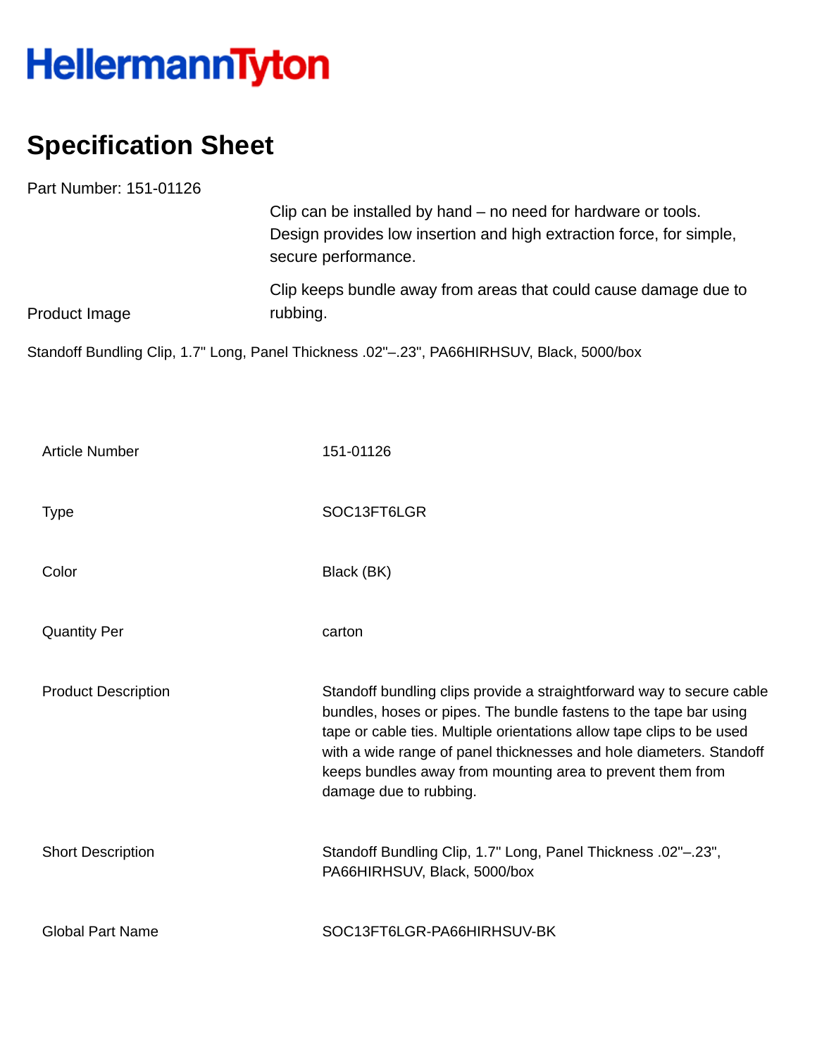HellermannTyton

# Specification Sheet

Part Number: 151-01126

Clip can be installed by hand – no need for hardware or tools. Design provides low insertion and high extraction force, for simple, secure performance.

Clip keeps bundle away from areas that could cause damage due to rubbing.

Product Image

Standoff Bundling Clip, 1.7" Long, Panel Thickness .02"–.23", PA66HIRHSUV, Black, 5000/box

| | |
|---|---|
| Article Number | 151-01126 |
| Type | SOC13FT6LGR |
| Color | Black (BK) |
| Quantity Per | carton |
| Product Description | Standoff bundling clips provide a straightforward way to secure cable bundles, hoses or pipes. The bundle fastens to the tape bar using tape or cable ties. Multiple orientations allow tape clips to be used with a wide range of panel thicknesses and hole diameters. Standoff keeps bundles away from mounting area to prevent them from damage due to rubbing. |
| Short Description | Standoff Bundling Clip, 1.7" Long, Panel Thickness .02"–.23", PA66HIRHSUV, Black, 5000/box |
| Global Part Name | SOC13FT6LGR-PA66HIRHSUV-BK |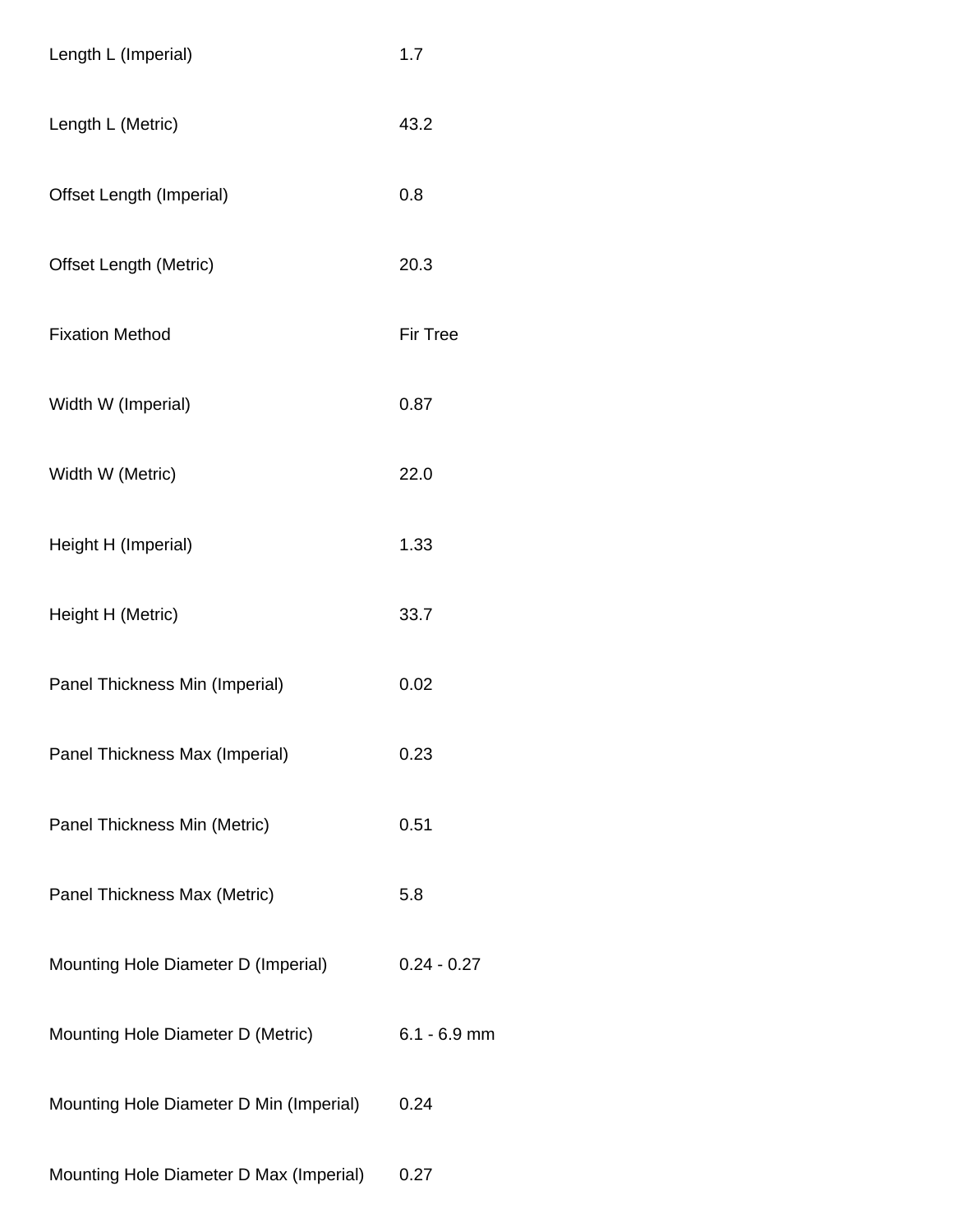| | |
|---|---|
| Length L (Imperial) | 1.7 |
| Length L (Metric) | 43.2 |
| Offset Length (Imperial) | 0.8 |
| Offset Length (Metric) | 20.3 |
| Fixation Method | Fir Tree |
| Width W (Imperial) | 0.87 |
| Width W (Metric) | 22.0 |
| Height H (Imperial) | 1.33 |
| Height H (Metric) | 33.7 |
| Panel Thickness Min (Imperial) | 0.02 |
| Panel Thickness Max (Imperial) | 0.23 |
| Panel Thickness Min (Metric) | 0.51 |
| Panel Thickness Max (Metric) | 5.8 |
| Mounting Hole Diameter D (Imperial) | 0.24 - 0.27 |
| Mounting Hole Diameter D (Metric) | 6.1 - 6.9 mm |
| Mounting Hole Diameter D Min (Imperial) | 0.24 |
| Mounting Hole Diameter D Max (Imperial) | 0.27 |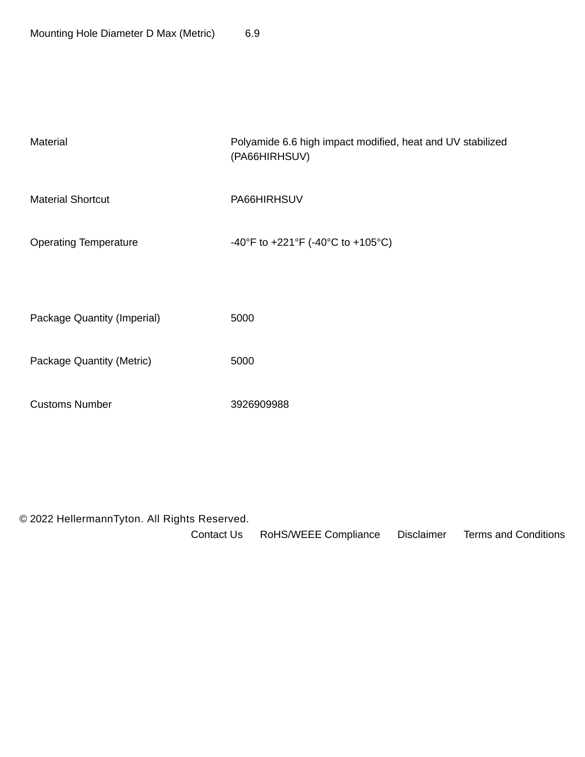| | |
|---|---|
| Mounting Hole Diameter D Max (Metric) | 6.9 |
| Material | Polyamide 6.6 high impact modified, heat and UV stabilized (PA66HIRHSUV) |
| Material Shortcut | PA66HIRHSUV |
| Operating Temperature | -40°F to +221°F (-40°C to +105°C) |
| Package Quantity (Imperial) | 5000 |
| Package Quantity (Metric) | 5000 |
| Customs Number | 3926909988 |

© 2022 HellermannTyton. All Rights Reserved.

Contact Us RoHS/WEEE Compliance Disclaimer Terms and Conditions